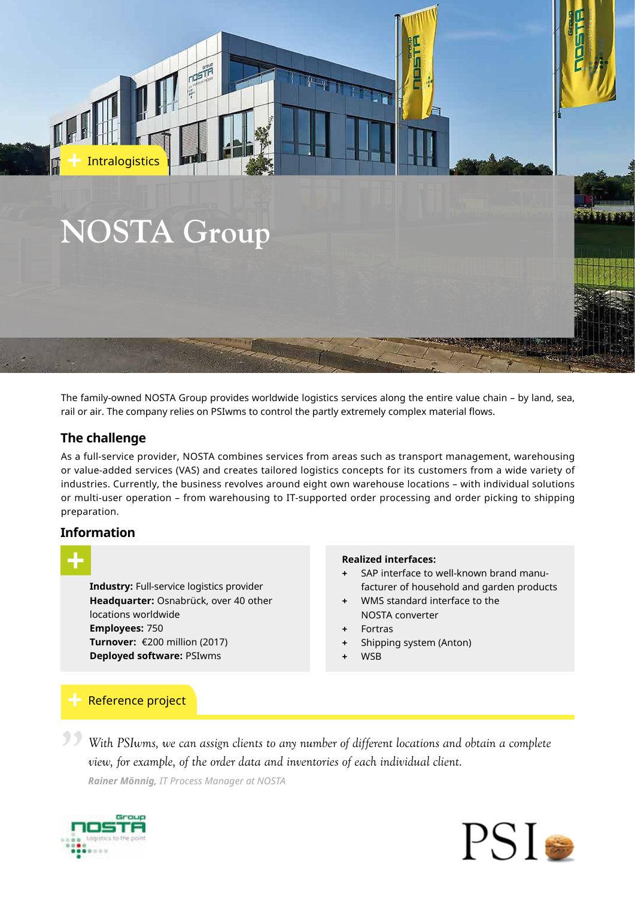Intralogistics

# NOSTA Group

The family-owned NOSTA Group provides worldwide logistics services along the entire value chain – by land, sea, rail or air. The company relies on PSIwms to control the partly extremely complex material flows.

## The challenge

As a full-service provider, NOSTA combines services from areas such as transport management, warehousing or value-added services (VAS) and creates tailored logistics concepts for its customers from a wide variety of industries. Currently, the business revolves around eight own warehouse locations – with individual solutions or multi-user operation – from warehousing to IT-supported order processing and order picking to shipping preparation.

## Information

**Industry:** Full-service logistics provider
**Headquarter:** Osnabrück, over 40 other locations worldwide
**Employees:** 750
**Turnover:** €200 million (2017)
**Deployed software:** PSIwms

**Realized interfaces:**

- SAP interface to well-known brand manufacturer of household and garden products
- WMS standard interface to the NOSTA converter
- Fortras
- Shipping system (Anton)
- WSB

Reference project

*With PSIwms, we can assign clients to any number of different locations and obtain a complete view, for example, of the order data and inventories of each individual client.*

***Rainer Mönnig,*** *IT Process Manager at NOSTA*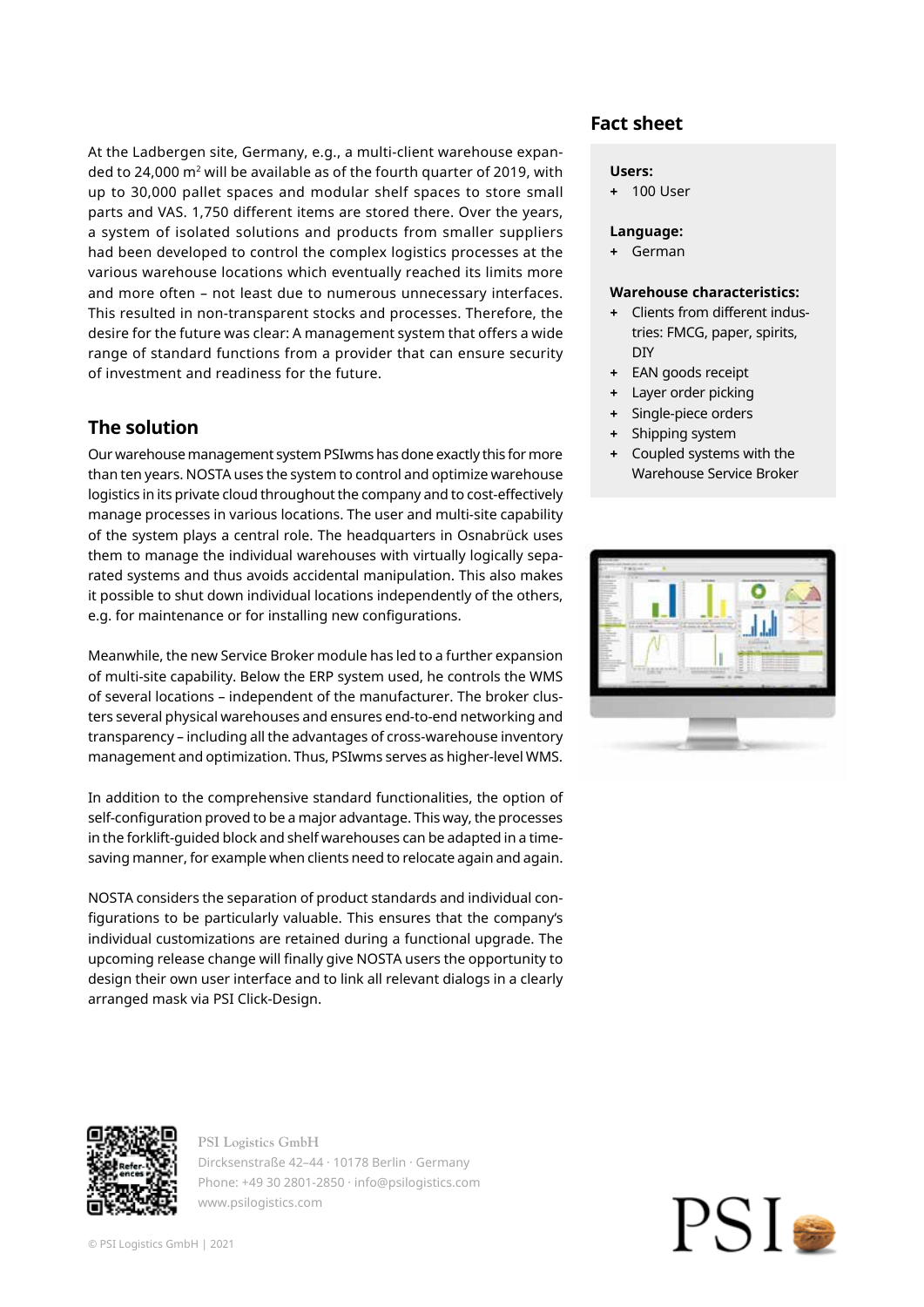At the Ladbergen site, Germany, e.g., a multi-client warehouse expanded to 24,000 $m^2$ will be available as of the fourth quarter of 2019, with up to 30,000 pallet spaces and modular shelf spaces to store small parts and VAS. 1,750 different items are stored there. Over the years, a system of isolated solutions and products from smaller suppliers had been developed to control the complex logistics processes at the various warehouse locations which eventually reached its limits more and more often – not least due to numerous unnecessary interfaces. This resulted in non-transparent stocks and processes. Therefore, the desire for the future was clear: A management system that offers a wide range of standard functions from a provider that can ensure security of investment and readiness for the future.

## The solution

Our warehouse management system PSIwms has done exactly this for more than ten years. NOSTA uses the system to control and optimize warehouse logistics in its private cloud throughout the company and to cost-effectively manage processes in various locations. The user and multi-site capability of the system plays a central role. The headquarters in Osnabrück uses them to manage the individual warehouses with virtually logically separated systems and thus avoids accidental manipulation. This also makes it possible to shut down individual locations independently of the others, e.g. for maintenance or for installing new configurations.

Meanwhile, the new Service Broker module has led to a further expansion of multi-site capability. Below the ERP system used, he controls the WMS of several locations – independent of the manufacturer. The broker clusters several physical warehouses and ensures end-to-end networking and transparency – including all the advantages of cross-warehouse inventory management and optimization. Thus, PSIwms serves as higher-level WMS.

In addition to the comprehensive standard functionalities, the option of self-configuration proved to be a major advantage. This way, the processes in the forklift-guided block and shelf warehouses can be adapted in a time-saving manner, for example when clients need to relocate again and again.

NOSTA considers the separation of product standards and individual configurations to be particularly valuable. This ensures that the company's individual customizations are retained during a functional upgrade. The upcoming release change will finally give NOSTA users the opportunity to design their own user interface and to link all relevant dialogs in a clearly arranged mask via PSI Click-Design.

## Fact sheet

**Users:**
- 100 User

**Language:**
- German

**Warehouse characteristics:**
- Clients from different industries: FMCG, paper, spirits, DIY
- EAN goods receipt
- Layer order picking
- Single-piece orders
- Shipping system
- Coupled systems with the Warehouse Service Broker

PSI Logistics GmbH
Dircksenstraße 42–44 · 10178 Berlin · Germany
Phone: +49 30 2801-2850 · info@psilogistics.com
www.psilogistics.com

© PSI Logistics GmbH | 2021